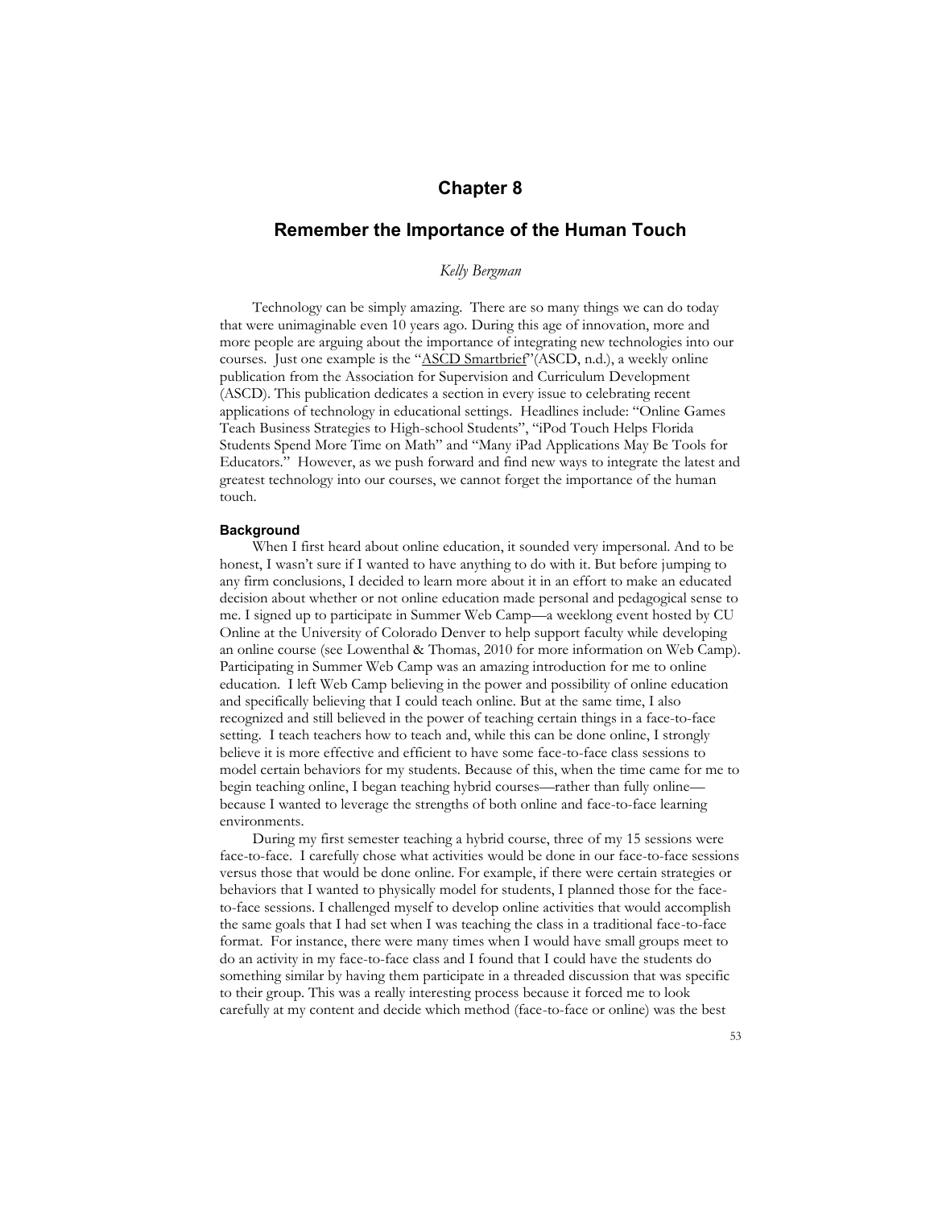# Chapter 8

## Remember the Importance of the Human Touch

*Kelly Bergman*

Technology can be simply amazing. There are so many things we can do today that were unimaginable even 10 years ago. During this age of innovation, more and more people are arguing about the importance of integrating new technologies into our courses. Just one example is the "ASCD Smartbrief"(ASCD, n.d.), a weekly online publication from the Association for Supervision and Curriculum Development (ASCD). This publication dedicates a section in every issue to celebrating recent applications of technology in educational settings. Headlines include: "Online Games Teach Business Strategies to High-school Students", "iPod Touch Helps Florida Students Spend More Time on Math" and "Many iPad Applications May Be Tools for Educators." However, as we push forward and find new ways to integrate the latest and greatest technology into our courses, we cannot forget the importance of the human touch.

### Background

When I first heard about online education, it sounded very impersonal. And to be honest, I wasn't sure if I wanted to have anything to do with it. But before jumping to any firm conclusions, I decided to learn more about it in an effort to make an educated decision about whether or not online education made personal and pedagogical sense to me. I signed up to participate in Summer Web Camp—a weeklong event hosted by CU Online at the University of Colorado Denver to help support faculty while developing an online course (see Lowenthal & Thomas, 2010 for more information on Web Camp). Participating in Summer Web Camp was an amazing introduction for me to online education. I left Web Camp believing in the power and possibility of online education and specifically believing that I could teach online. But at the same time, I also recognized and still believed in the power of teaching certain things in a face-to-face setting. I teach teachers how to teach and, while this can be done online, I strongly believe it is more effective and efficient to have some face-to-face class sessions to model certain behaviors for my students. Because of this, when the time came for me to begin teaching online, I began teaching hybrid courses—rather than fully online—because I wanted to leverage the strengths of both online and face-to-face learning environments.

During my first semester teaching a hybrid course, three of my 15 sessions were face-to-face. I carefully chose what activities would be done in our face-to-face sessions versus those that would be done online. For example, if there were certain strategies or behaviors that I wanted to physically model for students, I planned those for the face-to-face sessions. I challenged myself to develop online activities that would accomplish the same goals that I had set when I was teaching the class in a traditional face-to-face format. For instance, there were many times when I would have small groups meet to do an activity in my face-to-face class and I found that I could have the students do something similar by having them participate in a threaded discussion that was specific to their group. This was a really interesting process because it forced me to look carefully at my content and decide which method (face-to-face or online) was the best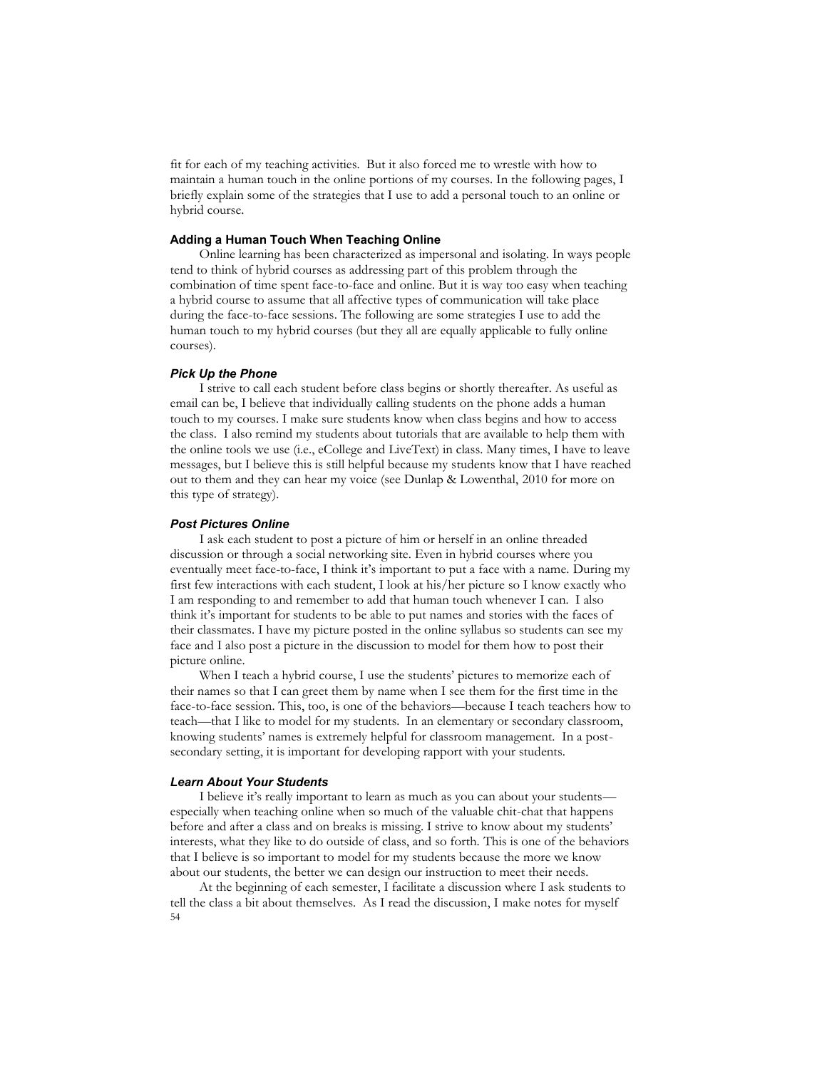fit for each of my teaching activities. But it also forced me to wrestle with how to maintain a human touch in the online portions of my courses. In the following pages, I briefly explain some of the strategies that I use to add a personal touch to an online or hybrid course.

## Adding a Human Touch When Teaching Online

Online learning has been characterized as impersonal and isolating. In ways people tend to think of hybrid courses as addressing part of this problem through the combination of time spent face-to-face and online. But it is way too easy when teaching a hybrid course to assume that all affective types of communication will take place during the face-to-face sessions. The following are some strategies I use to add the human touch to my hybrid courses (but they all are equally applicable to fully online courses).

### *Pick Up the Phone*

I strive to call each student before class begins or shortly thereafter. As useful as email can be, I believe that individually calling students on the phone adds a human touch to my courses. I make sure students know when class begins and how to access the class. I also remind my students about tutorials that are available to help them with the online tools we use (i.e., eCollege and LiveText) in class. Many times, I have to leave messages, but I believe this is still helpful because my students know that I have reached out to them and they can hear my voice (see Dunlap & Lowenthal, 2010 for more on this type of strategy).

### *Post Pictures Online*

I ask each student to post a picture of him or herself in an online threaded discussion or through a social networking site. Even in hybrid courses where you eventually meet face-to-face, I think it's important to put a face with a name. During my first few interactions with each student, I look at his/her picture so I know exactly who I am responding to and remember to add that human touch whenever I can. I also think it's important for students to be able to put names and stories with the faces of their classmates. I have my picture posted in the online syllabus so students can see my face and I also post a picture in the discussion to model for them how to post their picture online.

When I teach a hybrid course, I use the students' pictures to memorize each of their names so that I can greet them by name when I see them for the first time in the face-to-face session. This, too, is one of the behaviors—because I teach teachers how to teach—that I like to model for my students. In an elementary or secondary classroom, knowing students' names is extremely helpful for classroom management. In a post-secondary setting, it is important for developing rapport with your students.

### *Learn About Your Students*

I believe it's really important to learn as much as you can about your students—especially when teaching online when so much of the valuable chit-chat that happens before and after a class and on breaks is missing. I strive to know about my students' interests, what they like to do outside of class, and so forth. This is one of the behaviors that I believe is so important to model for my students because the more we know about our students, the better we can design our instruction to meet their needs.

At the beginning of each semester, I facilitate a discussion where I ask students to tell the class a bit about themselves. As I read the discussion, I make notes for myself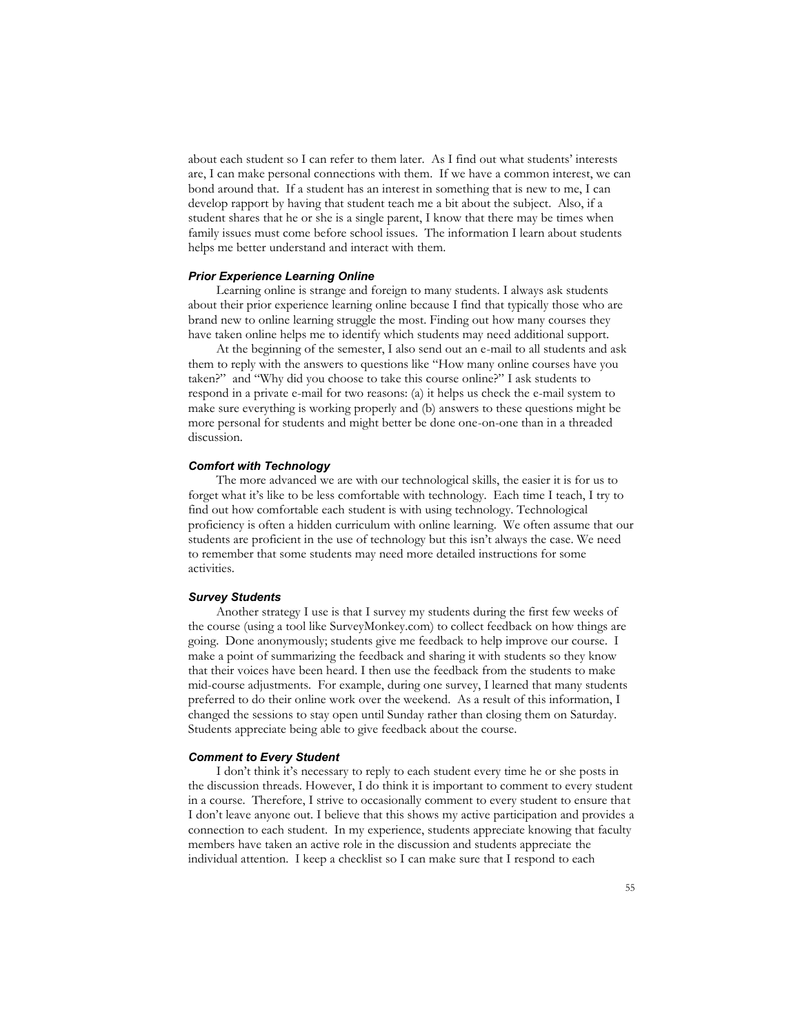about each student so I can refer to them later. As I find out what students' interests are, I can make personal connections with them. If we have a common interest, we can bond around that. If a student has an interest in something that is new to me, I can develop rapport by having that student teach me a bit about the subject. Also, if a student shares that he or she is a single parent, I know that there may be times when family issues must come before school issues. The information I learn about students helps me better understand and interact with them.

### *Prior Experience Learning Online*

Learning online is strange and foreign to many students. I always ask students about their prior experience learning online because I find that typically those who are brand new to online learning struggle the most. Finding out how many courses they have taken online helps me to identify which students may need additional support.

At the beginning of the semester, I also send out an e-mail to all students and ask them to reply with the answers to questions like "How many online courses have you taken?" and "Why did you choose to take this course online?" I ask students to respond in a private e-mail for two reasons: (a) it helps us check the e-mail system to make sure everything is working properly and (b) answers to these questions might be more personal for students and might better be done one-on-one than in a threaded discussion.

### *Comfort with Technology*

The more advanced we are with our technological skills, the easier it is for us to forget what it's like to be less comfortable with technology. Each time I teach, I try to find out how comfortable each student is with using technology. Technological proficiency is often a hidden curriculum with online learning. We often assume that our students are proficient in the use of technology but this isn't always the case. We need to remember that some students may need more detailed instructions for some activities.

### *Survey Students*

Another strategy I use is that I survey my students during the first few weeks of the course (using a tool like SurveyMonkey.com) to collect feedback on how things are going. Done anonymously; students give me feedback to help improve our course. I make a point of summarizing the feedback and sharing it with students so they know that their voices have been heard. I then use the feedback from the students to make mid-course adjustments. For example, during one survey, I learned that many students preferred to do their online work over the weekend. As a result of this information, I changed the sessions to stay open until Sunday rather than closing them on Saturday. Students appreciate being able to give feedback about the course.

### *Comment to Every Student*

I don't think it's necessary to reply to each student every time he or she posts in the discussion threads. However, I do think it is important to comment to every student in a course. Therefore, I strive to occasionally comment to every student to ensure that I don't leave anyone out. I believe that this shows my active participation and provides a connection to each student. In my experience, students appreciate knowing that faculty members have taken an active role in the discussion and students appreciate the individual attention. I keep a checklist so I can make sure that I respond to each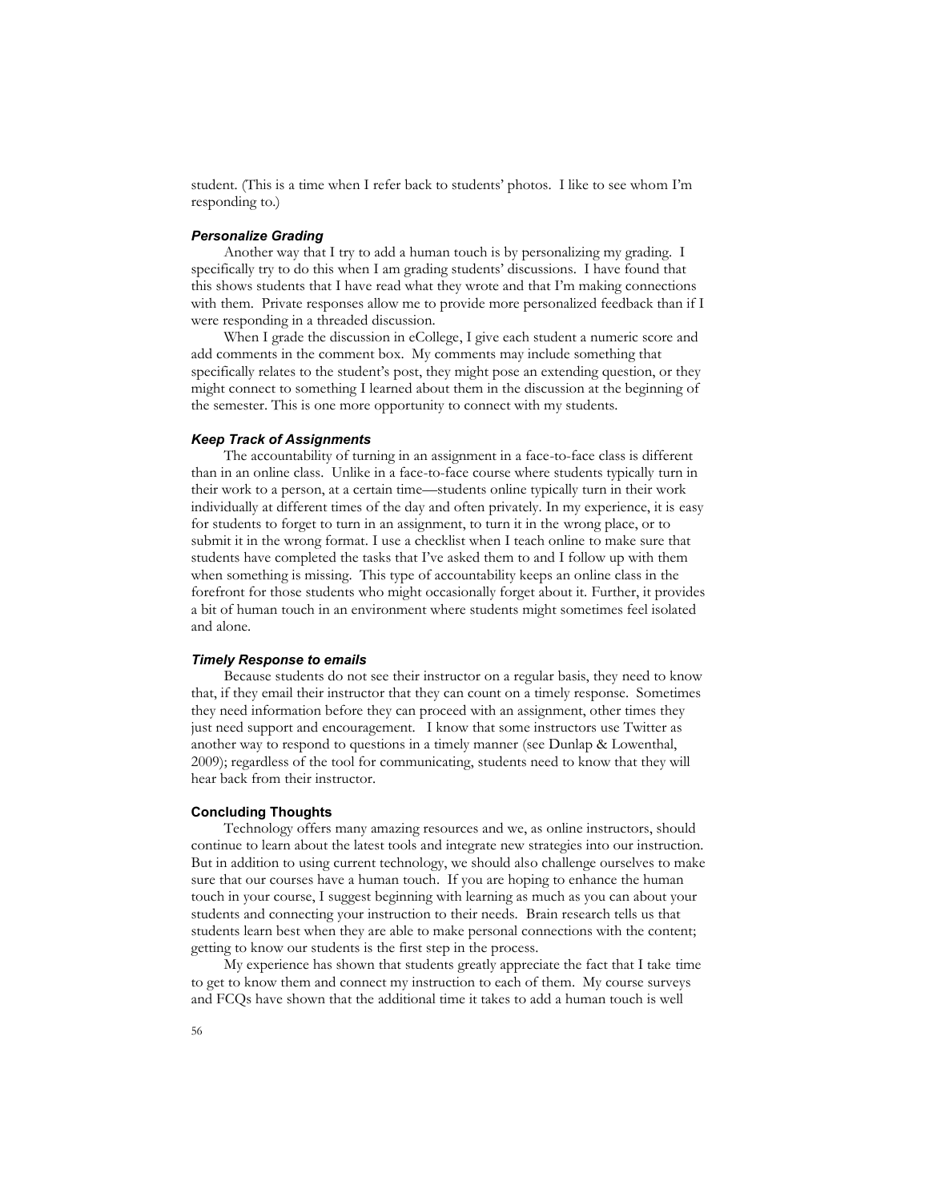student. (This is a time when I refer back to students' photos. I like to see whom I'm responding to.)

### *Personalize Grading*

Another way that I try to add a human touch is by personalizing my grading. I specifically try to do this when I am grading students' discussions. I have found that this shows students that I have read what they wrote and that I'm making connections with them. Private responses allow me to provide more personalized feedback than if I were responding in a threaded discussion.

When I grade the discussion in eCollege, I give each student a numeric score and add comments in the comment box. My comments may include something that specifically relates to the student's post, they might pose an extending question, or they might connect to something I learned about them in the discussion at the beginning of the semester. This is one more opportunity to connect with my students.

### *Keep Track of Assignments*

The accountability of turning in an assignment in a face-to-face class is different than in an online class. Unlike in a face-to-face course where students typically turn in their work to a person, at a certain time—students online typically turn in their work individually at different times of the day and often privately. In my experience, it is easy for students to forget to turn in an assignment, to turn it in the wrong place, or to submit it in the wrong format. I use a checklist when I teach online to make sure that students have completed the tasks that I've asked them to and I follow up with them when something is missing. This type of accountability keeps an online class in the forefront for those students who might occasionally forget about it. Further, it provides a bit of human touch in an environment where students might sometimes feel isolated and alone.

### *Timely Response to emails*

Because students do not see their instructor on a regular basis, they need to know that, if they email their instructor that they can count on a timely response. Sometimes they need information before they can proceed with an assignment, other times they just need support and encouragement. I know that some instructors use Twitter as another way to respond to questions in a timely manner (see Dunlap & Lowenthal, 2009); regardless of the tool for communicating, students need to know that they will hear back from their instructor.

## Concluding Thoughts

Technology offers many amazing resources and we, as online instructors, should continue to learn about the latest tools and integrate new strategies into our instruction. But in addition to using current technology, we should also challenge ourselves to make sure that our courses have a human touch. If you are hoping to enhance the human touch in your course, I suggest beginning with learning as much as you can about your students and connecting your instruction to their needs. Brain research tells us that students learn best when they are able to make personal connections with the content; getting to know our students is the first step in the process.

My experience has shown that students greatly appreciate the fact that I take time to get to know them and connect my instruction to each of them. My course surveys and FCQs have shown that the additional time it takes to add a human touch is well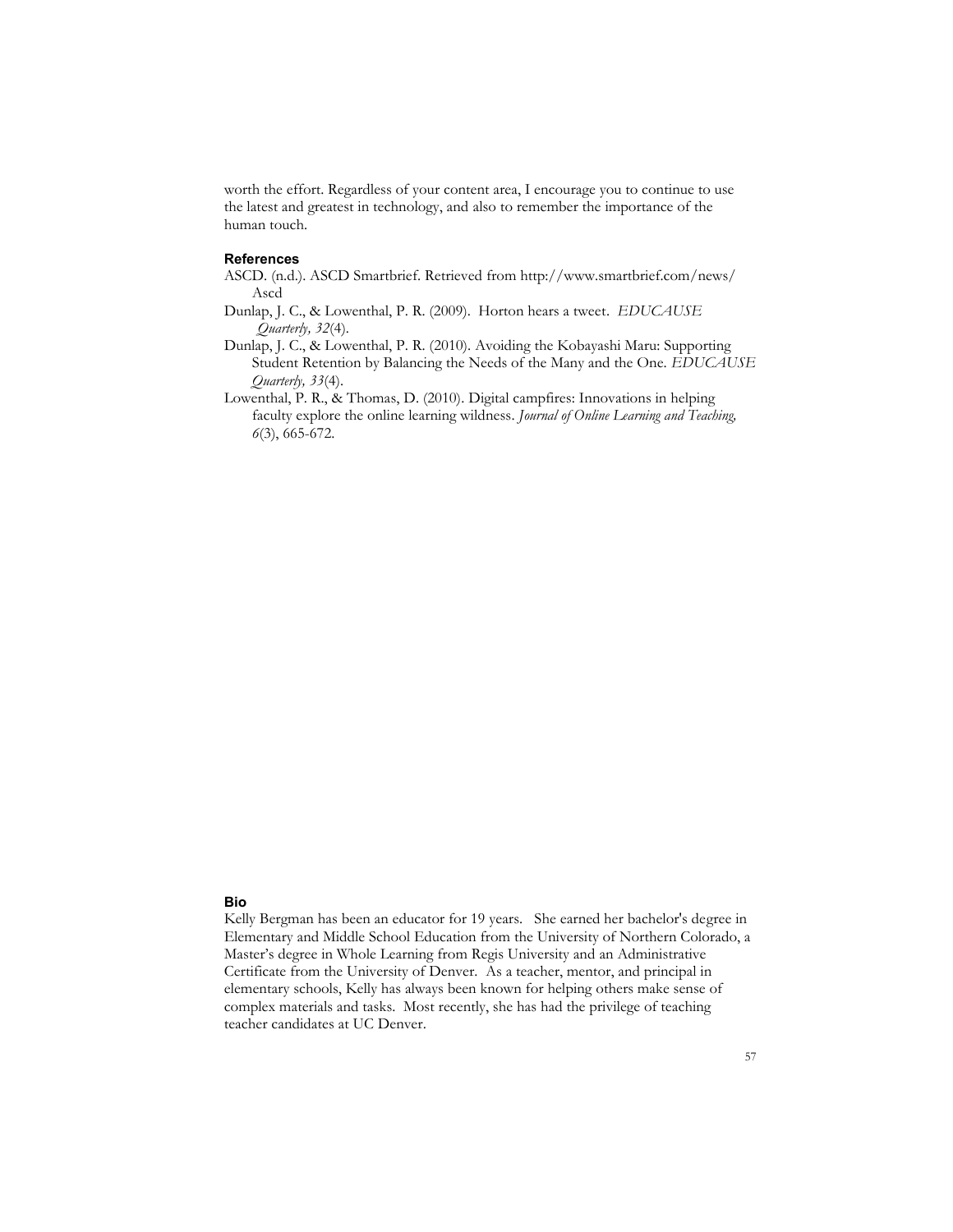worth the effort. Regardless of your content area, I encourage you to continue to use the latest and greatest in technology, and also to remember the importance of the human touch.

## References

ASCD. (n.d.). ASCD Smartbrief. Retrieved from http://www.smartbrief.com/news/Ascd

Dunlap, J. C., & Lowenthal, P. R. (2009). Horton hears a tweet. *EDUCAUSE Quarterly, 32*(4).

Dunlap, J. C., & Lowenthal, P. R. (2010). Avoiding the Kobayashi Maru: Supporting Student Retention by Balancing the Needs of the Many and the One. *EDUCAUSE Quarterly, 33*(4).

Lowenthal, P. R., & Thomas, D. (2010). Digital campfires: Innovations in helping faculty explore the online learning wildness. *Journal of Online Learning and Teaching, 6*(3), 665-672.

## Bio

Kelly Bergman has been an educator for 19 years. She earned her bachelor's degree in Elementary and Middle School Education from the University of Northern Colorado, a Master's degree in Whole Learning from Regis University and an Administrative Certificate from the University of Denver. As a teacher, mentor, and principal in elementary schools, Kelly has always been known for helping others make sense of complex materials and tasks. Most recently, she has had the privilege of teaching teacher candidates at UC Denver.